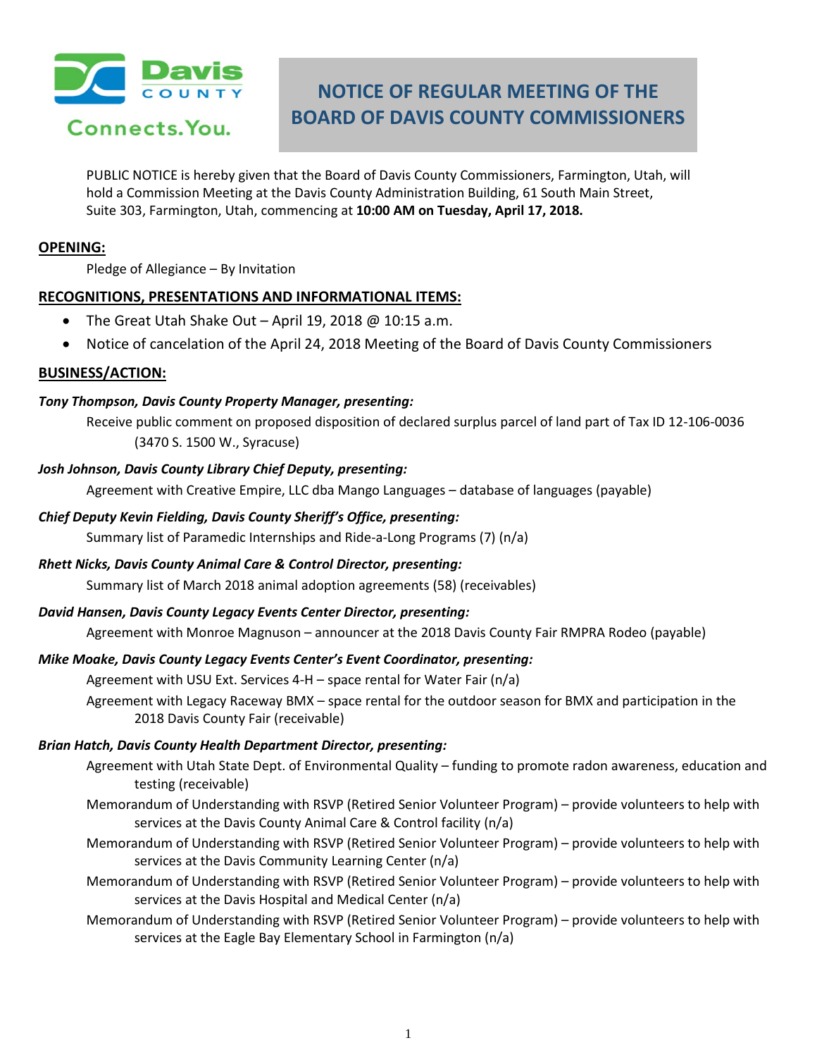# NOTICE OF REGULAR MEETING OF THE BOARD OF DAVIS COUNTY COMMISSIONERS

PUBLIC NOTICE is hereby given that the Board of Davis County Commissioners, Farmington, Utah, will hold a Commission Meeting at the Davis County Administration Building, 61 South Main Street, Suite 303, Farmington, Utah, commencing at **10:00 AM on Tuesday, April 17, 2018.**

## OPENING:

Pledge of Allegiance – By Invitation

## RECOGNITIONS, PRESENTATIONS AND INFORMATIONAL ITEMS:

- The Great Utah Shake Out – April 19, 2018 @ 10:15 a.m.
- Notice of cancelation of the April 24, 2018 Meeting of the Board of Davis County Commissioners

## BUSINESS/ACTION:

***Tony Thompson, Davis County Property Manager, presenting:***

Receive public comment on proposed disposition of declared surplus parcel of land part of Tax ID 12-106-0036 (3470 S. 1500 W., Syracuse)

***Josh Johnson, Davis County Library Chief Deputy, presenting:***

Agreement with Creative Empire, LLC dba Mango Languages – database of languages (payable)

***Chief Deputy Kevin Fielding, Davis County Sheriff's Office, presenting:***

Summary list of Paramedic Internships and Ride-a-Long Programs (7) (n/a)

***Rhett Nicks, Davis County Animal Care & Control Director, presenting:***

Summary list of March 2018 animal adoption agreements (58) (receivables)

***David Hansen, Davis County Legacy Events Center Director, presenting:***

Agreement with Monroe Magnuson – announcer at the 2018 Davis County Fair RMPRA Rodeo (payable)

***Mike Moake, Davis County Legacy Events Center's Event Coordinator, presenting:***

Agreement with USU Ext. Services 4-H – space rental for Water Fair (n/a)

Agreement with Legacy Raceway BMX – space rental for the outdoor season for BMX and participation in the 2018 Davis County Fair (receivable)

***Brian Hatch, Davis County Health Department Director, presenting:***

Agreement with Utah State Dept. of Environmental Quality – funding to promote radon awareness, education and testing (receivable)

Memorandum of Understanding with RSVP (Retired Senior Volunteer Program) – provide volunteers to help with services at the Davis County Animal Care & Control facility (n/a)

Memorandum of Understanding with RSVP (Retired Senior Volunteer Program) – provide volunteers to help with services at the Davis Community Learning Center (n/a)

Memorandum of Understanding with RSVP (Retired Senior Volunteer Program) – provide volunteers to help with services at the Davis Hospital and Medical Center (n/a)

Memorandum of Understanding with RSVP (Retired Senior Volunteer Program) – provide volunteers to help with services at the Eagle Bay Elementary School in Farmington (n/a)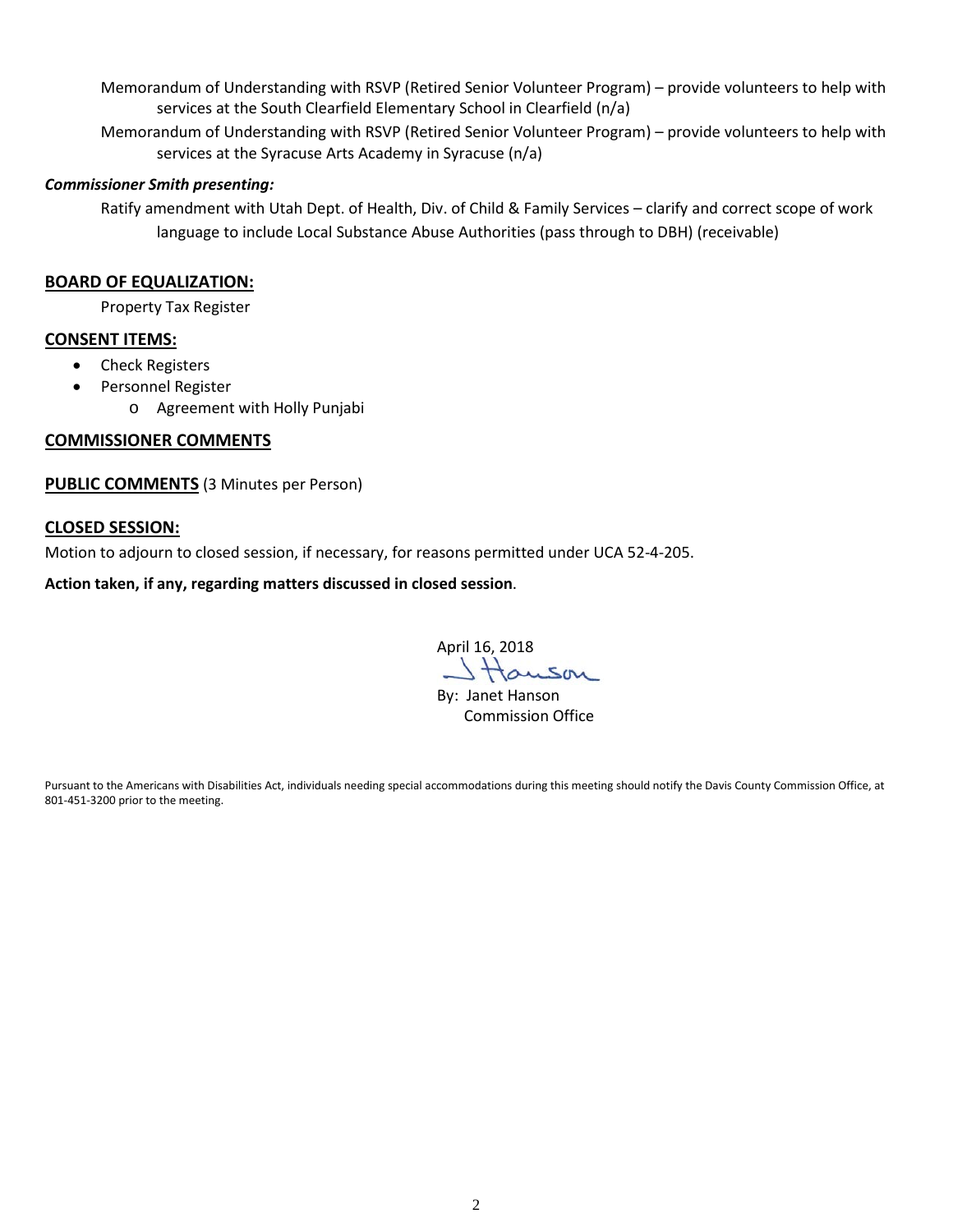Memorandum of Understanding with RSVP (Retired Senior Volunteer Program) – provide volunteers to help with services at the South Clearfield Elementary School in Clearfield (n/a)

Memorandum of Understanding with RSVP (Retired Senior Volunteer Program) – provide volunteers to help with services at the Syracuse Arts Academy in Syracuse (n/a)

***Commissioner Smith presenting:***

Ratify amendment with Utah Dept. of Health, Div. of Child & Family Services – clarify and correct scope of work language to include Local Substance Abuse Authorities (pass through to DBH) (receivable)

## BOARD OF EQUALIZATION:

Property Tax Register

## CONSENT ITEMS:

- Check Registers
- Personnel Register
  - Agreement with Holly Punjabi

## COMMISSIONER COMMENTS

**PUBLIC COMMENTS** (3 Minutes per Person)

## CLOSED SESSION:

Motion to adjourn to closed session, if necessary, for reasons permitted under UCA 52-4-205.

**Action taken, if any, regarding matters discussed in closed session**.

April 16, 2018

J Hanson

By: Janet Hanson
Commission Office

Pursuant to the Americans with Disabilities Act, individuals needing special accommodations during this meeting should notify the Davis County Commission Office, at 801-451-3200 prior to the meeting.